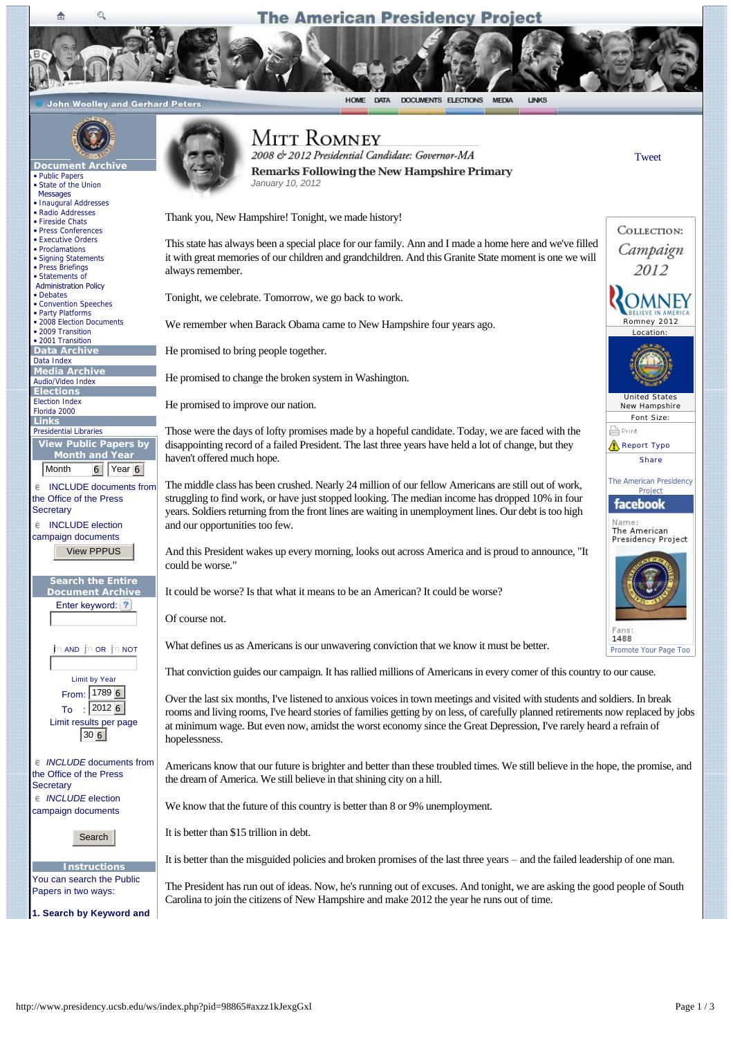# Mitt Romney

*2008 & 2012 Presidential Candidate: Governor-MA*

**Remarks Following the New Hampshire Primary**

*January 10, 2012*

Thank you, New Hampshire! Tonight, we made history!

This state has always been a special place for our family. Ann and I made a home here and we've filled it with great memories of our children and grandchildren. And this Granite State moment is one we will always remember.

Tonight, we celebrate. Tomorrow, we go back to work.

We remember when Barack Obama came to New Hampshire four years ago.

He promised to bring people together.

He promised to change the broken system in Washington.

He promised to improve our nation.

Those were the days of lofty promises made by a hopeful candidate. Today, we are faced with the disappointing record of a failed President. The last three years have held a lot of change, but they haven't offered much hope.

The middle class has been crushed. Nearly 24 million of our fellow Americans are still out of work, struggling to find work, or have just stopped looking. The median income has dropped 10% in four years. Soldiers returning from the front lines are waiting in unemployment lines. Our debt is too high and our opportunities too few.

And this President wakes up every morning, looks out across America and is proud to announce, "It could be worse."

It could be worse? Is that what it means to be an American? It could be worse?

Of course not.

What defines us as Americans is our unwavering conviction that we know it must be better.

That conviction guides our campaign. It has rallied millions of Americans in every corner of this country to our cause.

Over the last six months, I've listened to anxious voices in town meetings and visited with students and soldiers. In break rooms and living rooms, I've heard stories of families getting by on less, of carefully planned retirements now replaced by jobs at minimum wage. But even now, amidst the worst economy since the Great Depression, I've rarely heard a refrain of hopelessness.

Americans know that our future is brighter and better than these troubled times. We still believe in the hope, the promise, and the dream of America. We still believe in that shining city on a hill.

We know that the future of this country is better than 8 or 9% unemployment.

It is better than $15 trillion in debt.

It is better than the misguided policies and broken promises of the last three years – and the failed leadership of one man.

The President has run out of ideas. Now, he's running out of excuses. And tonight, we are asking the good people of South Carolina to join the citizens of New Hampshire and make 2012 the year he runs out of time.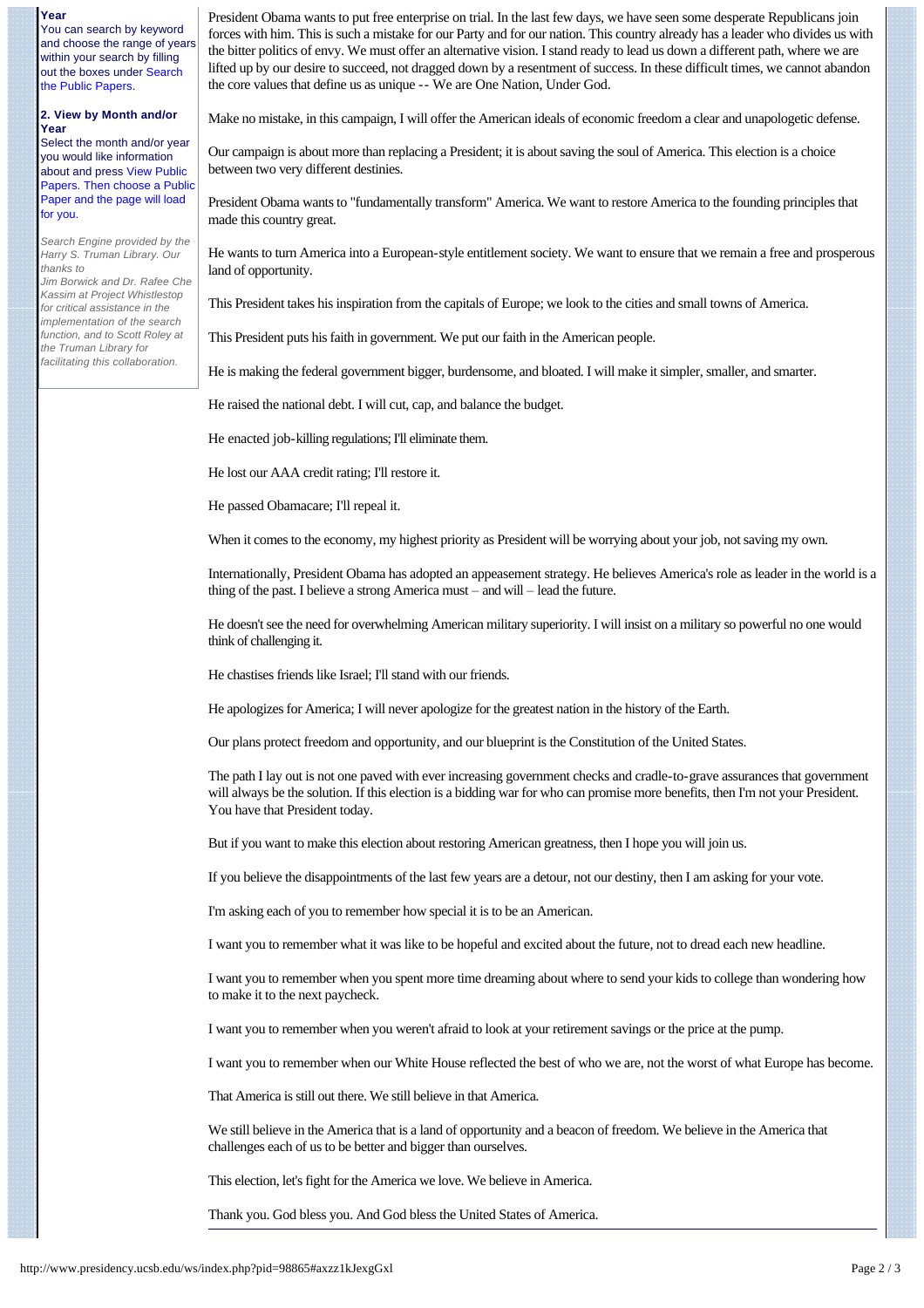**Year**
You can search by keyword and choose the range of years within your search by filling out the boxes under Search the Public Papers.

**2. View by Month and/or Year**
Select the month and/or year you would like information about and press View Public Papers. Then choose a Public Paper and the page will load for you.

*Search Engine provided by the Harry S. Truman Library. Our thanks to Jim Borwick and Dr. Rafee Che Kassim at Project Whistlestop for critical assistance in the implementation of the search function, and to Scott Roley at the Truman Library for facilitating this collaboration.*

President Obama wants to put free enterprise on trial. In the last few days, we have seen some desperate Republicans join forces with him. This is such a mistake for our Party and for our nation. This country already has a leader who divides us with the bitter politics of envy. We must offer an alternative vision. I stand ready to lead us down a different path, where we are lifted up by our desire to succeed, not dragged down by a resentment of success. In these difficult times, we cannot abandon the core values that define us as unique -- We are One Nation, Under God.

Make no mistake, in this campaign, I will offer the American ideals of economic freedom a clear and unapologetic defense.

Our campaign is about more than replacing a President; it is about saving the soul of America. This election is a choice between two very different destinies.

President Obama wants to "fundamentally transform" America. We want to restore America to the founding principles that made this country great.

He wants to turn America into a European-style entitlement society. We want to ensure that we remain a free and prosperous land of opportunity.

This President takes his inspiration from the capitals of Europe; we look to the cities and small towns of America.

This President puts his faith in government. We put our faith in the American people.

He is making the federal government bigger, burdensome, and bloated. I will make it simpler, smaller, and smarter.

He raised the national debt. I will cut, cap, and balance the budget.

He enacted job-killing regulations; I'll eliminate them.

He lost our AAA credit rating; I'll restore it.

He passed Obamacare; I'll repeal it.

When it comes to the economy, my highest priority as President will be worrying about your job, not saving my own.

Internationally, President Obama has adopted an appeasement strategy. He believes America's role as leader in the world is a thing of the past. I believe a strong America must – and will – lead the future.

He doesn't see the need for overwhelming American military superiority. I will insist on a military so powerful no one would think of challenging it.

He chastises friends like Israel; I'll stand with our friends.

He apologizes for America; I will never apologize for the greatest nation in the history of the Earth.

Our plans protect freedom and opportunity, and our blueprint is the Constitution of the United States.

The path I lay out is not one paved with ever increasing government checks and cradle-to-grave assurances that government will always be the solution. If this election is a bidding war for who can promise more benefits, then I'm not your President. You have that President today.

But if you want to make this election about restoring American greatness, then I hope you will join us.

If you believe the disappointments of the last few years are a detour, not our destiny, then I am asking for your vote.

I'm asking each of you to remember how special it is to be an American.

I want you to remember what it was like to be hopeful and excited about the future, not to dread each new headline.

I want you to remember when you spent more time dreaming about where to send your kids to college than wondering how to make it to the next paycheck.

I want you to remember when you weren't afraid to look at your retirement savings or the price at the pump.

I want you to remember when our White House reflected the best of who we are, not the worst of what Europe has become.

That America is still out there. We still believe in that America.

We still believe in the America that is a land of opportunity and a beacon of freedom. We believe in the America that challenges each of us to be better and bigger than ourselves.

This election, let's fight for the America we love. We believe in America.

Thank you. God bless you. And God bless the United States of America.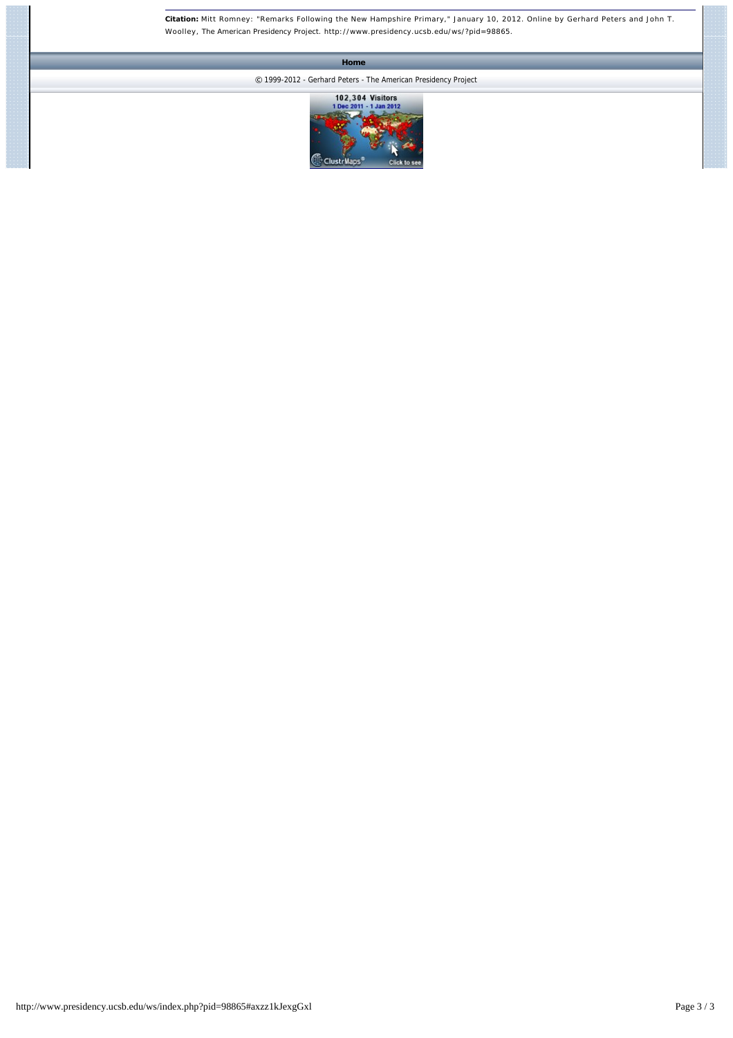**Citation:** Mitt Romney: "Remarks Following the New Hampshire Primary," January 10, 2012. Online by Gerhard Peters and John T. Woolley, The American Presidency Project. http://www.presidency.ucsb.edu/ws/?pid=98865.

**Home**

© 1999-2012 - Gerhard Peters - The American Presidency Project

102,304 Visitors
1 Dec 2011 - 1 Jan 2012
ClustrMaps
Click to see